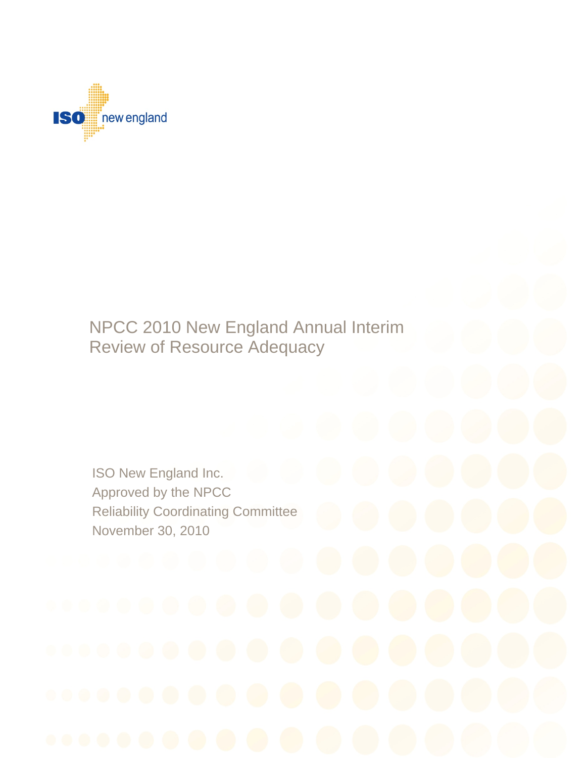ISO new england

# NPCC 2010 New England Annual Interim Review of Resource Adequacy

ISO New England Inc.
Approved by the NPCC
Reliability Coordinating Committee
November 30, 2010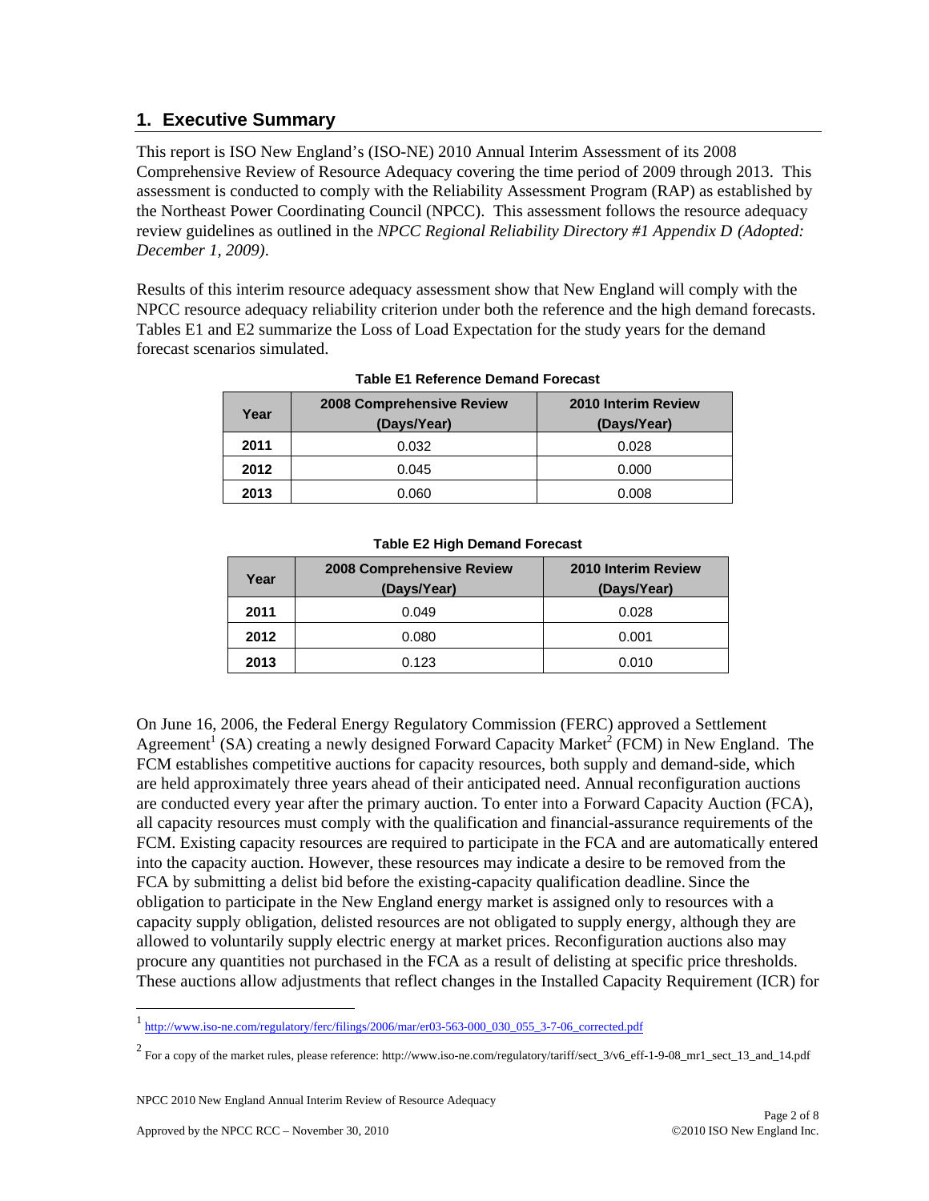## 1. Executive Summary

This report is ISO New England's (ISO-NE) 2010 Annual Interim Assessment of its 2008 Comprehensive Review of Resource Adequacy covering the time period of 2009 through 2013. This assessment is conducted to comply with the Reliability Assessment Program (RAP) as established by the Northeast Power Coordinating Council (NPCC). This assessment follows the resource adequacy review guidelines as outlined in the *NPCC Regional Reliability Directory #1 Appendix D (Adopted: December 1, 2009)*.

Results of this interim resource adequacy assessment show that New England will comply with the NPCC resource adequacy reliability criterion under both the reference and the high demand forecasts. Tables E1 and E2 summarize the Loss of Load Expectation for the study years for the demand forecast scenarios simulated.

**Table E1 Reference Demand Forecast**

| Year | 2008 Comprehensive Review (Days/Year) | 2010 Interim Review (Days/Year) |
|---|---|---|
| **2011** | 0.032 | 0.028 |
| **2012** | 0.045 | 0.000 |
| **2013** | 0.060 | 0.008 |

**Table E2 High Demand Forecast**

| Year | 2008 Comprehensive Review (Days/Year) | 2010 Interim Review (Days/Year) |
|---|---|---|
| **2011** | 0.049 | 0.028 |
| **2012** | 0.080 | 0.001 |
| **2013** | 0.123 | 0.010 |

On June 16, 2006, the Federal Energy Regulatory Commission (FERC) approved a Settlement Agreement[1] (SA) creating a newly designed Forward Capacity Market[2] (FCM) in New England. The FCM establishes competitive auctions for capacity resources, both supply and demand-side, which are held approximately three years ahead of their anticipated need. Annual reconfiguration auctions are conducted every year after the primary auction. To enter into a Forward Capacity Auction (FCA), all capacity resources must comply with the qualification and financial-assurance requirements of the FCM. Existing capacity resources are required to participate in the FCA and are automatically entered into the capacity auction. However, these resources may indicate a desire to be removed from the FCA by submitting a delist bid before the existing-capacity qualification deadline. Since the obligation to participate in the New England energy market is assigned only to resources with a capacity supply obligation, delisted resources are not obligated to supply energy, although they are allowed to voluntarily supply electric energy at market prices. Reconfiguration auctions also may procure any quantities not purchased in the FCA as a result of delisting at specific price thresholds. These auctions allow adjustments that reflect changes in the Installed Capacity Requirement (ICR) for

[1] http://www.iso-ne.com/regulatory/ferc/filings/2006/mar/er03-563-000_030_055_3-7-06_corrected.pdf

[2] For a copy of the market rules, please reference: http://www.iso-ne.com/regulatory/tariff/sect_3/v6_eff-1-9-08_mr1_sect_13_and_14.pdf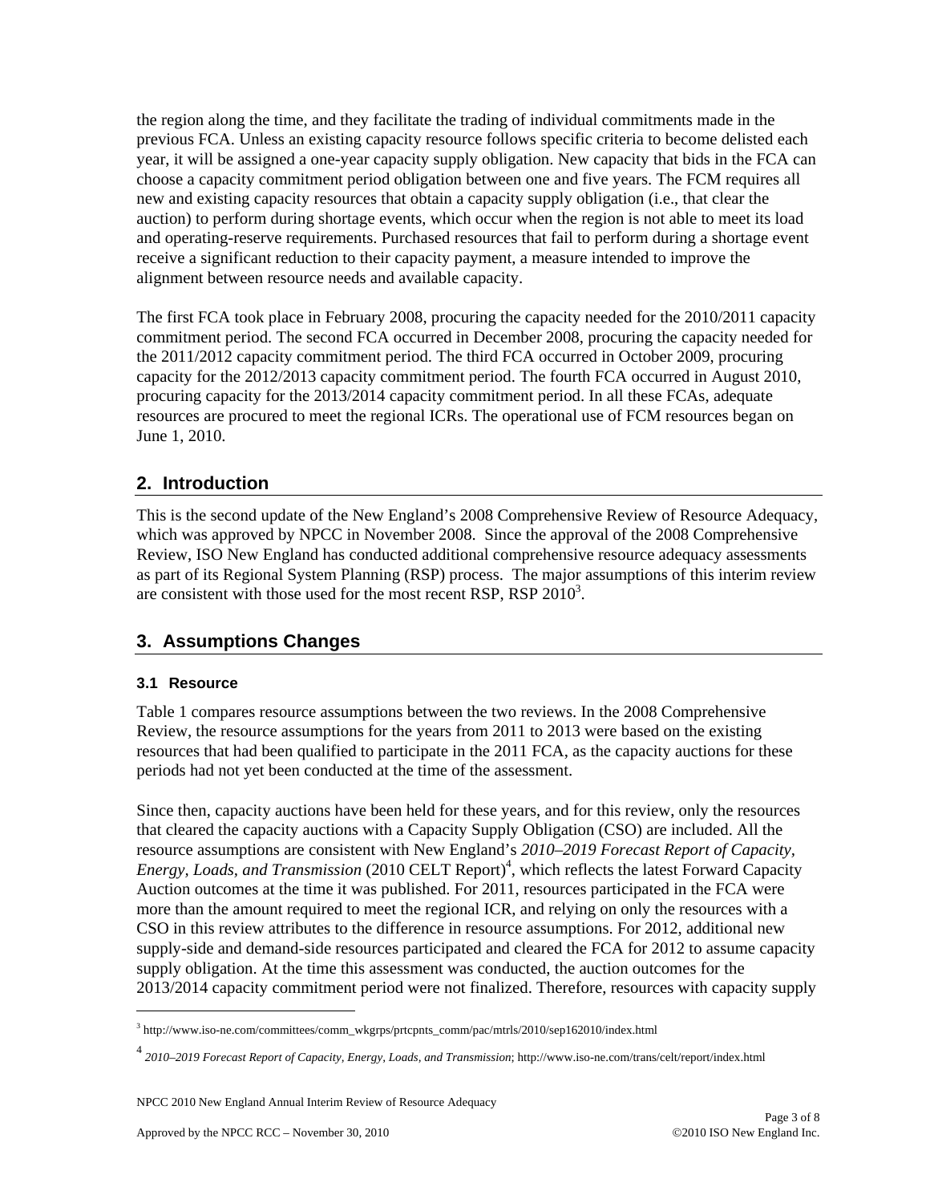the region along the time, and they facilitate the trading of individual commitments made in the previous FCA. Unless an existing capacity resource follows specific criteria to become delisted each year, it will be assigned a one-year capacity supply obligation. New capacity that bids in the FCA can choose a capacity commitment period obligation between one and five years. The FCM requires all new and existing capacity resources that obtain a capacity supply obligation (i.e., that clear the auction) to perform during shortage events, which occur when the region is not able to meet its load and operating-reserve requirements. Purchased resources that fail to perform during a shortage event receive a significant reduction to their capacity payment, a measure intended to improve the alignment between resource needs and available capacity.

The first FCA took place in February 2008, procuring the capacity needed for the 2010/2011 capacity commitment period. The second FCA occurred in December 2008, procuring the capacity needed for the 2011/2012 capacity commitment period. The third FCA occurred in October 2009, procuring capacity for the 2012/2013 capacity commitment period. The fourth FCA occurred in August 2010, procuring capacity for the 2013/2014 capacity commitment period. In all these FCAs, adequate resources are procured to meet the regional ICRs. The operational use of FCM resources began on June 1, 2010.

## 2. Introduction

This is the second update of the New England's 2008 Comprehensive Review of Resource Adequacy, which was approved by NPCC in November 2008. Since the approval of the 2008 Comprehensive Review, ISO New England has conducted additional comprehensive resource adequacy assessments as part of its Regional System Planning (RSP) process. The major assumptions of this interim review are consistent with those used for the most recent RSP, RSP 2010[3].

## 3. Assumptions Changes

### 3.1 Resource

Table 1 compares resource assumptions between the two reviews. In the 2008 Comprehensive Review, the resource assumptions for the years from 2011 to 2013 were based on the existing resources that had been qualified to participate in the 2011 FCA, as the capacity auctions for these periods had not yet been conducted at the time of the assessment.

Since then, capacity auctions have been held for these years, and for this review, only the resources that cleared the capacity auctions with a Capacity Supply Obligation (CSO) are included. All the resource assumptions are consistent with New England's *2010–2019 Forecast Report of Capacity, Energy, Loads, and Transmission* (2010 CELT Report)[4], which reflects the latest Forward Capacity Auction outcomes at the time it was published. For 2011, resources participated in the FCA were more than the amount required to meet the regional ICR, and relying on only the resources with a CSO in this review attributes to the difference in resource assumptions. For 2012, additional new supply-side and demand-side resources participated and cleared the FCA for 2012 to assume capacity supply obligation. At the time this assessment was conducted, the auction outcomes for the 2013/2014 capacity commitment period were not finalized. Therefore, resources with capacity supply

[3] http://www.iso-ne.com/committees/comm_wkgrps/prtcpnts_comm/pac/mtrls/2010/sep162010/index.html

[4] *2010–2019 Forecast Report of Capacity, Energy, Loads, and Transmission*; http://www.iso-ne.com/trans/celt/report/index.html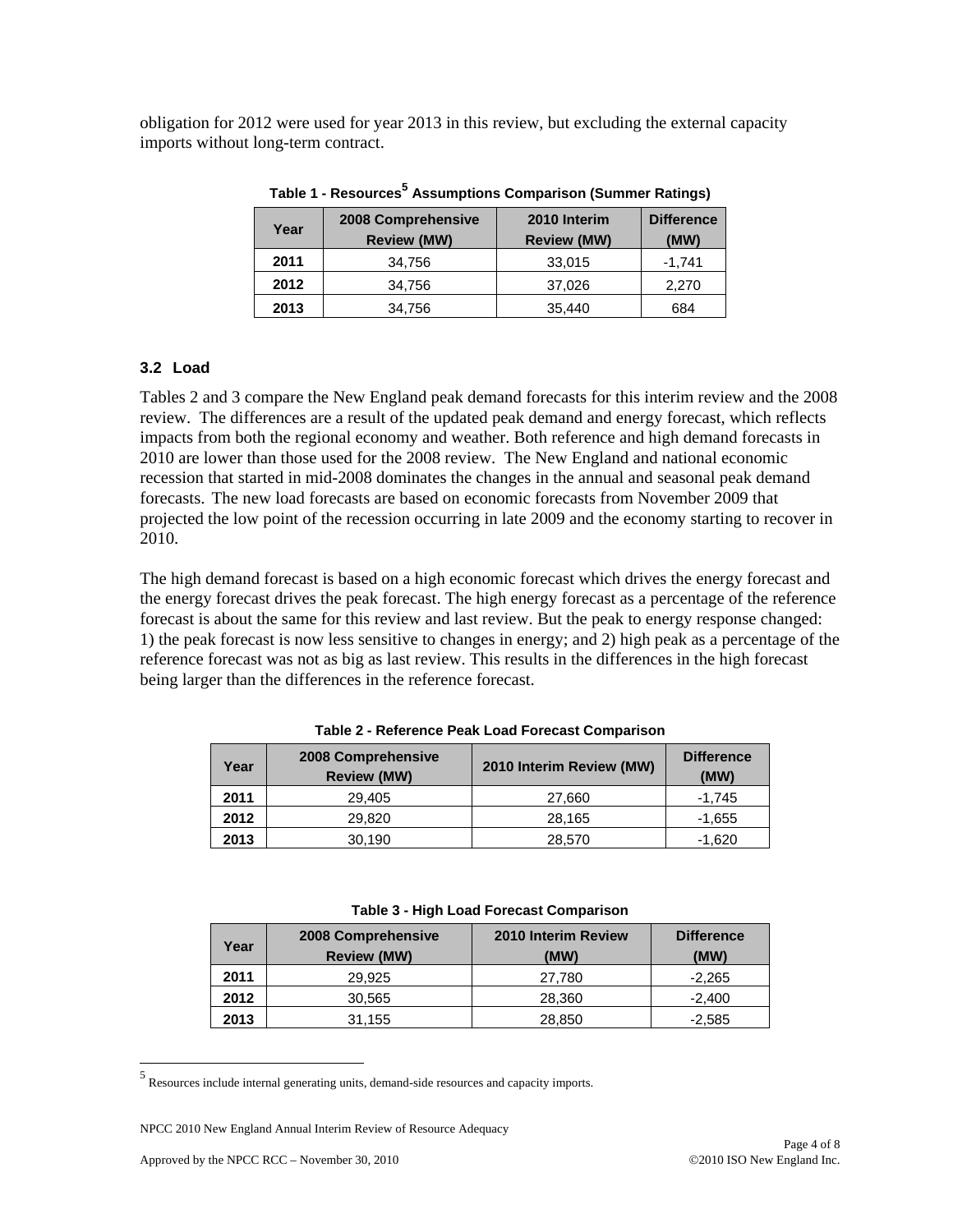obligation for 2012 were used for year 2013 in this review, but excluding the external capacity imports without long-term contract.

**Table 1 - Resources[5] Assumptions Comparison (Summer Ratings)**

| Year | 2008 Comprehensive Review (MW) | 2010 Interim Review (MW) | Difference (MW) |
|---|---|---|---|
| **2011** | 34,756 | 33,015 | -1,741 |
| **2012** | 34,756 | 37,026 | 2,270 |
| **2013** | 34,756 | 35,440 | 684 |

### 3.2 Load

Tables 2 and 3 compare the New England peak demand forecasts for this interim review and the 2008 review. The differences are a result of the updated peak demand and energy forecast, which reflects impacts from both the regional economy and weather. Both reference and high demand forecasts in 2010 are lower than those used for the 2008 review. The New England and national economic recession that started in mid-2008 dominates the changes in the annual and seasonal peak demand forecasts. The new load forecasts are based on economic forecasts from November 2009 that projected the low point of the recession occurring in late 2009 and the economy starting to recover in 2010.

The high demand forecast is based on a high economic forecast which drives the energy forecast and the energy forecast drives the peak forecast. The high energy forecast as a percentage of the reference forecast is about the same for this review and last review. But the peak to energy response changed: 1) the peak forecast is now less sensitive to changes in energy; and 2) high peak as a percentage of the reference forecast was not as big as last review. This results in the differences in the high forecast being larger than the differences in the reference forecast.

**Table 2 - Reference Peak Load Forecast Comparison**

| Year | 2008 Comprehensive Review (MW) | 2010 Interim Review (MW) | Difference (MW) |
|---|---|---|---|
| **2011** | 29,405 | 27,660 | -1,745 |
| **2012** | 29,820 | 28,165 | -1,655 |
| **2013** | 30,190 | 28,570 | -1,620 |

**Table 3 - High Load Forecast Comparison**

| Year | 2008 Comprehensive Review (MW) | 2010 Interim Review (MW) | Difference (MW) |
|---|---|---|---|
| **2011** | 29,925 | 27,780 | -2,265 |
| **2012** | 30,565 | 28,360 | -2,400 |
| **2013** | 31,155 | 28,850 | -2,585 |

[5] Resources include internal generating units, demand-side resources and capacity imports.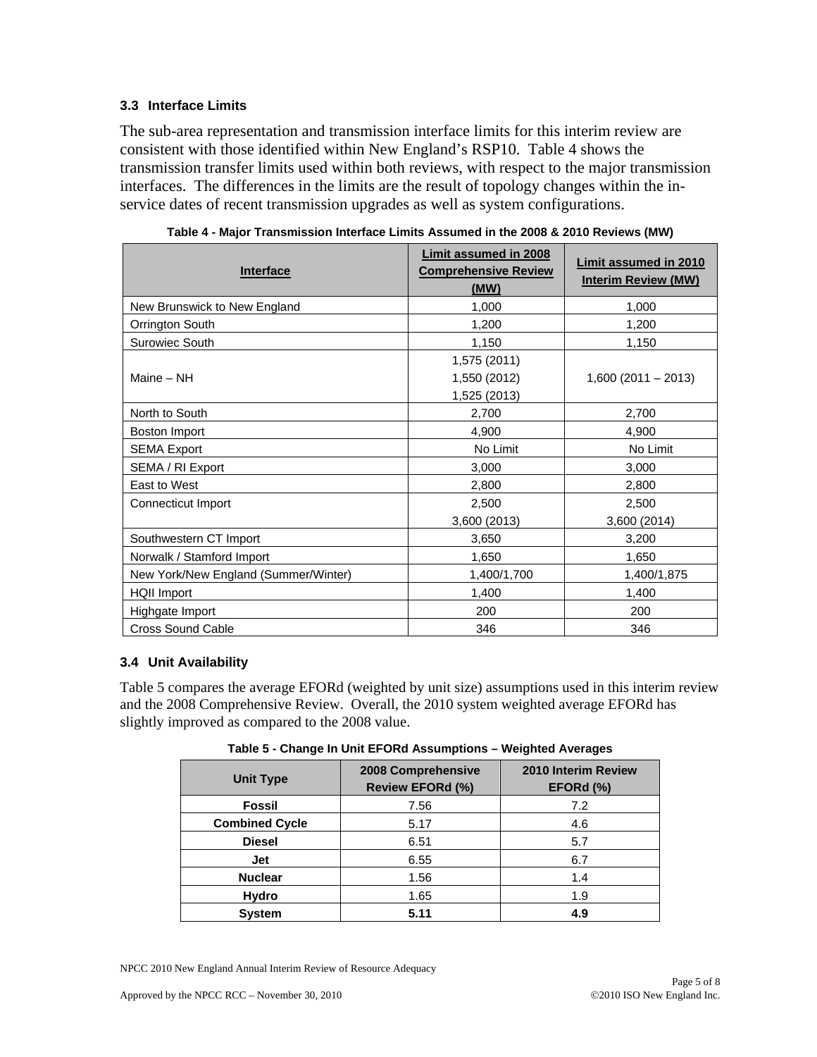### 3.3 Interface Limits

The sub-area representation and transmission interface limits for this interim review are consistent with those identified within New England's RSP10. Table 4 shows the transmission transfer limits used within both reviews, with respect to the major transmission interfaces. The differences in the limits are the result of topology changes within the in-service dates of recent transmission upgrades as well as system configurations.

**Table 4 - Major Transmission Interface Limits Assumed in the 2008 & 2010 Reviews (MW)**

| Interface | Limit assumed in 2008 Comprehensive Review (MW) | Limit assumed in 2010 Interim Review (MW) |
|---|---|---|
| New Brunswick to New England | 1,000 | 1,000 |
| Orrington South | 1,200 | 1,200 |
| Surowiec South | 1,150 | 1,150 |
| Maine – NH | 1,575 (2011)<br>1,550 (2012)<br>1,525 (2013) | 1,600 (2011 – 2013) |
| North to South | 2,700 | 2,700 |
| Boston Import | 4,900 | 4,900 |
| SEMA Export | No Limit | No Limit |
| SEMA / RI Export | 3,000 | 3,000 |
| East to West | 2,800 | 2,800 |
| Connecticut Import | 2,500<br>3,600 (2013) | 2,500<br>3,600 (2014) |
| Southwestern CT Import | 3,650 | 3,200 |
| Norwalk / Stamford Import | 1,650 | 1,650 |
| New York/New England (Summer/Winter) | 1,400/1,700 | 1,400/1,875 |
| HQII Import | 1,400 | 1,400 |
| Highgate Import | 200 | 200 |
| Cross Sound Cable | 346 | 346 |

### 3.4 Unit Availability

Table 5 compares the average EFORd (weighted by unit size) assumptions used in this interim review and the 2008 Comprehensive Review. Overall, the 2010 system weighted average EFORd has slightly improved as compared to the 2008 value.

**Table 5 - Change In Unit EFORd Assumptions – Weighted Averages**

| Unit Type | 2008 Comprehensive Review EFORd (%) | 2010 Interim Review EFORd (%) |
|---|---|---|
| **Fossil** | 7.56 | 7.2 |
| **Combined Cycle** | 5.17 | 4.6 |
| **Diesel** | 6.51 | 5.7 |
| **Jet** | 6.55 | 6.7 |
| **Nuclear** | 1.56 | 1.4 |
| **Hydro** | 1.65 | 1.9 |
| **System** | **5.11** | **4.9** |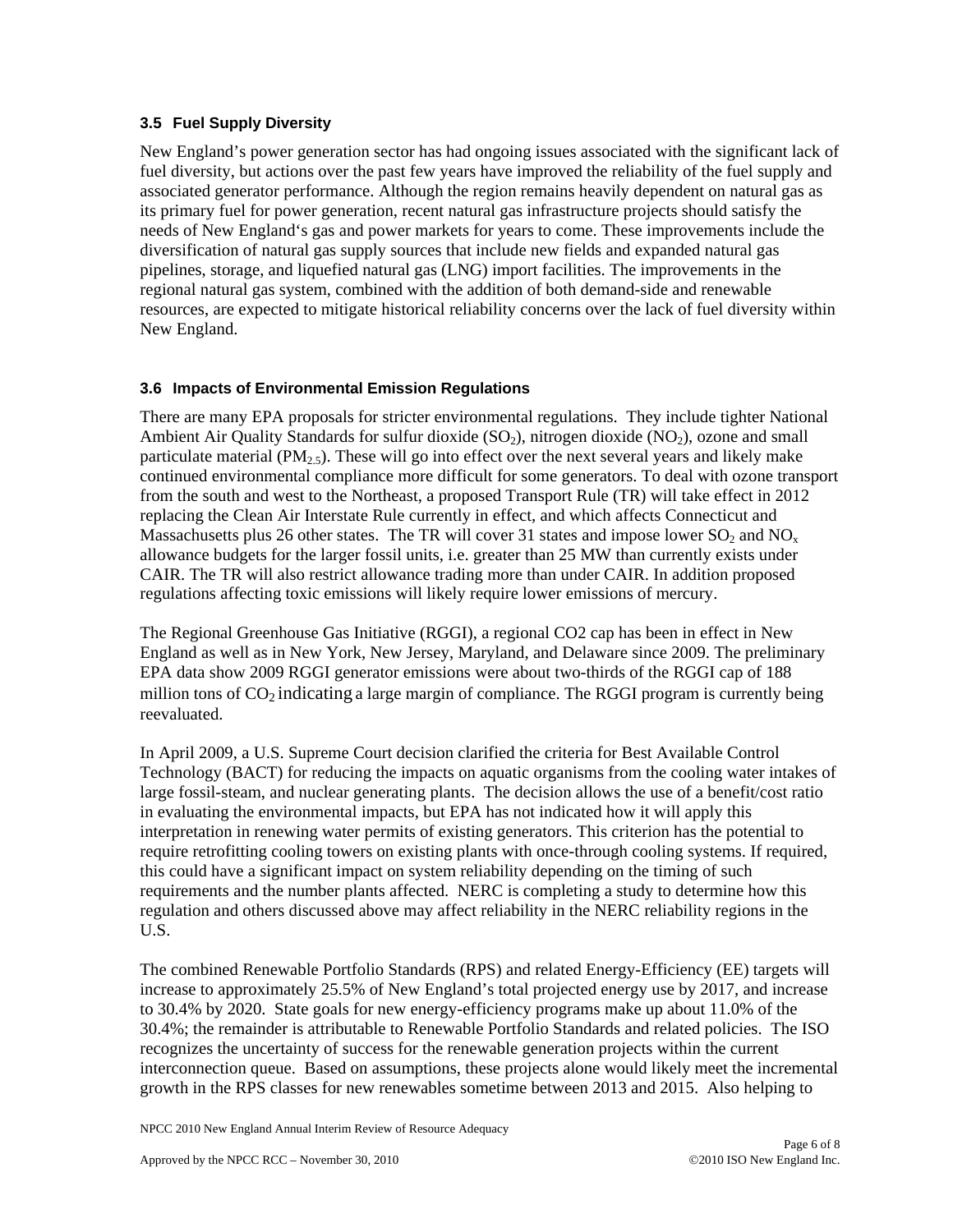### 3.5 Fuel Supply Diversity

New England's power generation sector has had ongoing issues associated with the significant lack of fuel diversity, but actions over the past few years have improved the reliability of the fuel supply and associated generator performance. Although the region remains heavily dependent on natural gas as its primary fuel for power generation, recent natural gas infrastructure projects should satisfy the needs of New England's gas and power markets for years to come. These improvements include the diversification of natural gas supply sources that include new fields and expanded natural gas pipelines, storage, and liquefied natural gas (LNG) import facilities. The improvements in the regional natural gas system, combined with the addition of both demand-side and renewable resources, are expected to mitigate historical reliability concerns over the lack of fuel diversity within New England.

### 3.6 Impacts of Environmental Emission Regulations

There are many EPA proposals for stricter environmental regulations. They include tighter National Ambient Air Quality Standards for sulfur dioxide ($SO_2$), nitrogen dioxide ($NO_2$), ozone and small particulate material ($PM_{2.5}$). These will go into effect over the next several years and likely make continued environmental compliance more difficult for some generators. To deal with ozone transport from the south and west to the Northeast, a proposed Transport Rule (TR) will take effect in 2012 replacing the Clean Air Interstate Rule currently in effect, and which affects Connecticut and Massachusetts plus 26 other states. The TR will cover 31 states and impose lower $SO_2$ and $NO_x$ allowance budgets for the larger fossil units, i.e. greater than 25 MW than currently exists under CAIR. The TR will also restrict allowance trading more than under CAIR. In addition proposed regulations affecting toxic emissions will likely require lower emissions of mercury.

The Regional Greenhouse Gas Initiative (RGGI), a regional CO2 cap has been in effect in New England as well as in New York, New Jersey, Maryland, and Delaware since 2009. The preliminary EPA data show 2009 RGGI generator emissions were about two-thirds of the RGGI cap of 188 million tons of $CO_2$ indicating a large margin of compliance. The RGGI program is currently being reevaluated.

In April 2009, a U.S. Supreme Court decision clarified the criteria for Best Available Control Technology (BACT) for reducing the impacts on aquatic organisms from the cooling water intakes of large fossil-steam, and nuclear generating plants. The decision allows the use of a benefit/cost ratio in evaluating the environmental impacts, but EPA has not indicated how it will apply this interpretation in renewing water permits of existing generators. This criterion has the potential to require retrofitting cooling towers on existing plants with once-through cooling systems. If required, this could have a significant impact on system reliability depending on the timing of such requirements and the number plants affected. NERC is completing a study to determine how this regulation and others discussed above may affect reliability in the NERC reliability regions in the U.S.

The combined Renewable Portfolio Standards (RPS) and related Energy-Efficiency (EE) targets will increase to approximately 25.5% of New England's total projected energy use by 2017, and increase to 30.4% by 2020. State goals for new energy-efficiency programs make up about 11.0% of the 30.4%; the remainder is attributable to Renewable Portfolio Standards and related policies. The ISO recognizes the uncertainty of success for the renewable generation projects within the current interconnection queue. Based on assumptions, these projects alone would likely meet the incremental growth in the RPS classes for new renewables sometime between 2013 and 2015. Also helping to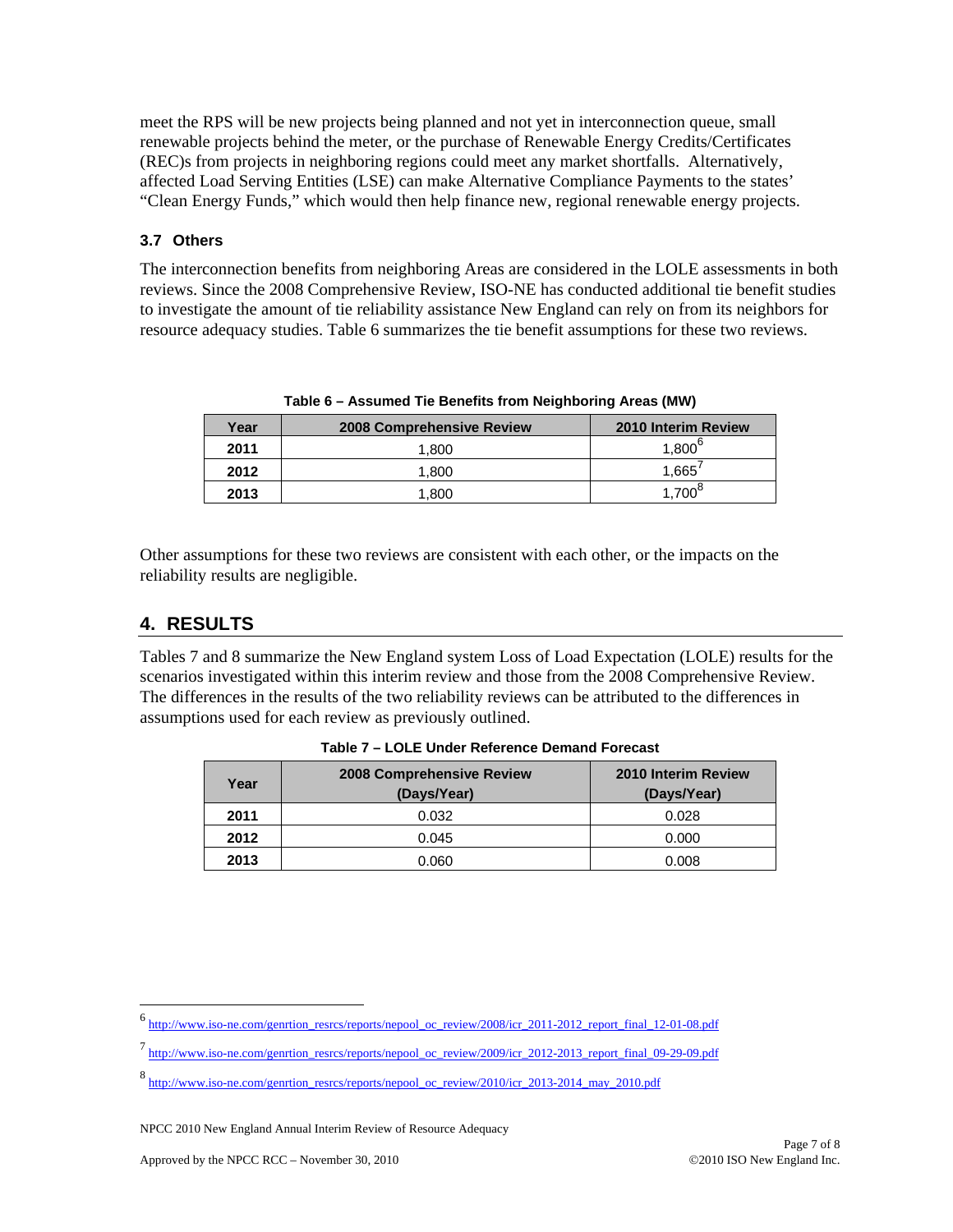meet the RPS will be new projects being planned and not yet in interconnection queue, small renewable projects behind the meter, or the purchase of Renewable Energy Credits/Certificates (REC)s from projects in neighboring regions could meet any market shortfalls. Alternatively, affected Load Serving Entities (LSE) can make Alternative Compliance Payments to the states' "Clean Energy Funds," which would then help finance new, regional renewable energy projects.

### 3.7 Others

The interconnection benefits from neighboring Areas are considered in the LOLE assessments in both reviews. Since the 2008 Comprehensive Review, ISO-NE has conducted additional tie benefit studies to investigate the amount of tie reliability assistance New England can rely on from its neighbors for resource adequacy studies. Table 6 summarizes the tie benefit assumptions for these two reviews.

**Table 6 – Assumed Tie Benefits from Neighboring Areas (MW)**

| Year | 2008 Comprehensive Review | 2010 Interim Review |
|---|---|---|
| **2011** | 1,800 | 1,800[6] |
| **2012** | 1,800 | 1,665[7] |
| **2013** | 1,800 | 1,700[8] |

Other assumptions for these two reviews are consistent with each other, or the impacts on the reliability results are negligible.

## 4. RESULTS

Tables 7 and 8 summarize the New England system Loss of Load Expectation (LOLE) results for the scenarios investigated within this interim review and those from the 2008 Comprehensive Review. The differences in the results of the two reliability reviews can be attributed to the differences in assumptions used for each review as previously outlined.

**Table 7 – LOLE Under Reference Demand Forecast**

| Year | 2008 Comprehensive Review (Days/Year) | 2010 Interim Review (Days/Year) |
|---|---|---|
| **2011** | 0.032 | 0.028 |
| **2012** | 0.045 | 0.000 |
| **2013** | 0.060 | 0.008 |

[6] http://www.iso-ne.com/genrtion_resrcs/reports/nepool_oc_review/2008/icr_2011-2012_report_final_12-01-08.pdf

[7] http://www.iso-ne.com/genrtion_resrcs/reports/nepool_oc_review/2009/icr_2012-2013_report_final_09-29-09.pdf

[8] http://www.iso-ne.com/genrtion_resrcs/reports/nepool_oc_review/2010/icr_2013-2014_may_2010.pdf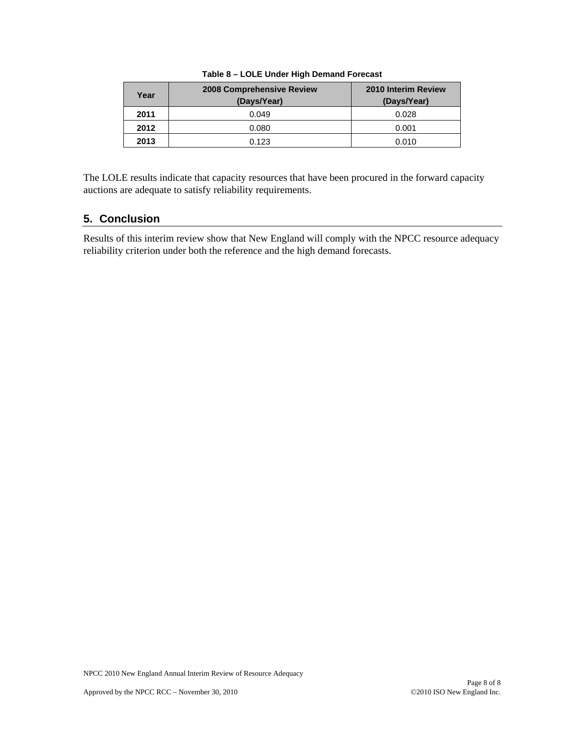**Table 8 – LOLE Under High Demand Forecast**

| Year | 2008 Comprehensive Review (Days/Year) | 2010 Interim Review (Days/Year) |
|---|---|---|
| **2011** | 0.049 | 0.028 |
| **2012** | 0.080 | 0.001 |
| **2013** | 0.123 | 0.010 |

The LOLE results indicate that capacity resources that have been procured in the forward capacity auctions are adequate to satisfy reliability requirements.

## 5. Conclusion

Results of this interim review show that New England will comply with the NPCC resource adequacy reliability criterion under both the reference and the high demand forecasts.